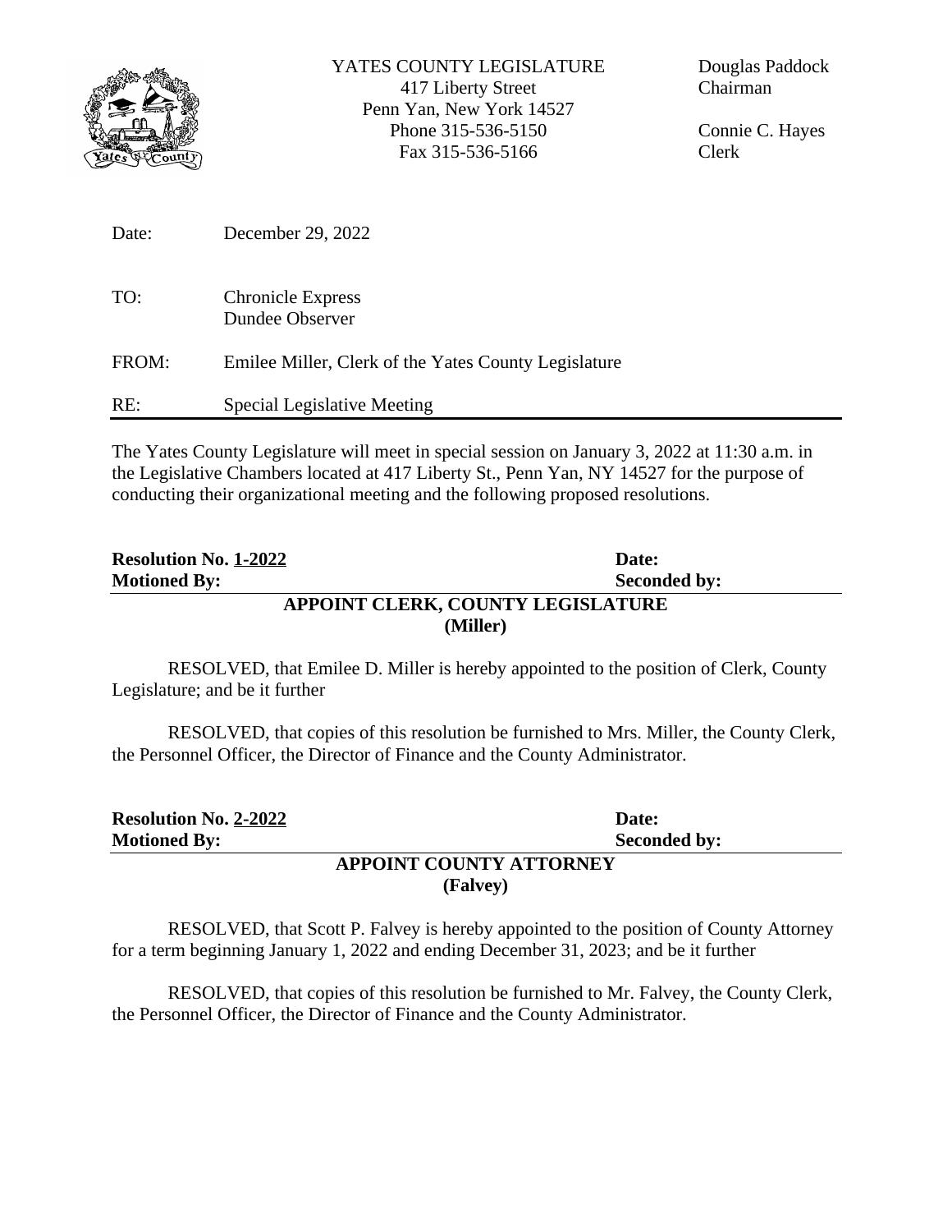YATES COUNTY LEGISLATURE
417 Liberty Street
Penn Yan, New York 14527
Phone 315-536-5150
Fax 315-536-5166

Douglas Paddock
Chairman

Connie C. Hayes
Clerk

Date: December 29, 2022

TO: Chronicle Express
Dundee Observer

FROM: Emilee Miller, Clerk of the Yates County Legislature

RE: Special Legislative Meeting

---

The Yates County Legislature will meet in special session on January 3, 2022 at 11:30 a.m. in the Legislative Chambers located at 417 Liberty St., Penn Yan, NY 14527 for the purpose of conducting their organizational meeting and the following proposed resolutions.

**Resolution No. 1-2022** **Date:**
**Motioned By:** **Seconded by:**

**APPOINT CLERK, COUNTY LEGISLATURE**
**(Miller)**

RESOLVED, that Emilee D. Miller is hereby appointed to the position of Clerk, County Legislature; and be it further

RESOLVED, that copies of this resolution be furnished to Mrs. Miller, the County Clerk, the Personnel Officer, the Director of Finance and the County Administrator.

**Resolution No. 2-2022** **Date:**
**Motioned By:** **Seconded by:**

**APPOINT COUNTY ATTORNEY**
**(Falvey)**

RESOLVED, that Scott P. Falvey is hereby appointed to the position of County Attorney for a term beginning January 1, 2022 and ending December 31, 2023; and be it further

RESOLVED, that copies of this resolution be furnished to Mr. Falvey, the County Clerk, the Personnel Officer, the Director of Finance and the County Administrator.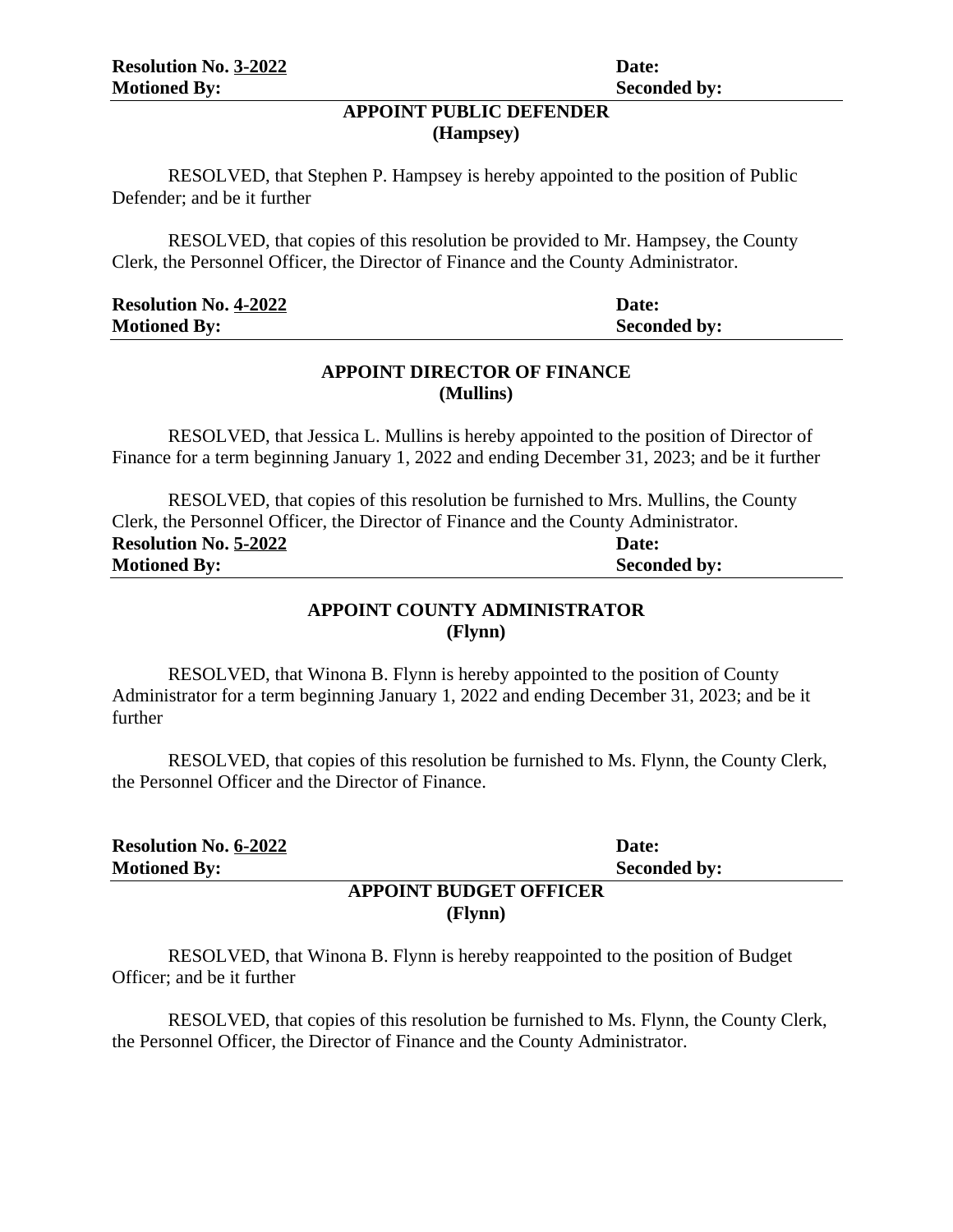**Resolution No. 3-2022** **Date:**
**Motioned By:** **Seconded by:**

**APPOINT PUBLIC DEFENDER**
**(Hampsey)**

RESOLVED, that Stephen P. Hampsey is hereby appointed to the position of Public Defender; and be it further

RESOLVED, that copies of this resolution be provided to Mr. Hampsey, the County Clerk, the Personnel Officer, the Director of Finance and the County Administrator.

**Resolution No. 4-2022** **Date:**
**Motioned By:** **Seconded by:**

**APPOINT DIRECTOR OF FINANCE**
**(Mullins)**

RESOLVED, that Jessica L. Mullins is hereby appointed to the position of Director of Finance for a term beginning January 1, 2022 and ending December 31, 2023; and be it further

RESOLVED, that copies of this resolution be furnished to Mrs. Mullins, the County Clerk, the Personnel Officer, the Director of Finance and the County Administrator.

**Resolution No. 5-2022** **Date:**
**Motioned By:** **Seconded by:**

**APPOINT COUNTY ADMINISTRATOR**
**(Flynn)**

RESOLVED, that Winona B. Flynn is hereby appointed to the position of County Administrator for a term beginning January 1, 2022 and ending December 31, 2023; and be it further

RESOLVED, that copies of this resolution be furnished to Ms. Flynn, the County Clerk, the Personnel Officer and the Director of Finance.

**Resolution No. 6-2022** **Date:**
**Motioned By:** **Seconded by:**

**APPOINT BUDGET OFFICER**
**(Flynn)**

RESOLVED, that Winona B. Flynn is hereby reappointed to the position of Budget Officer; and be it further

RESOLVED, that copies of this resolution be furnished to Ms. Flynn, the County Clerk, the Personnel Officer, the Director of Finance and the County Administrator.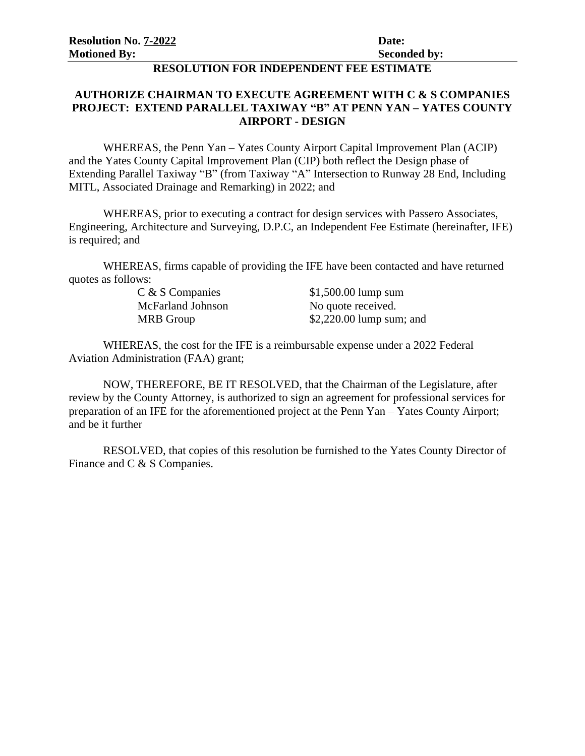**Resolution No. 7-2022** **Date:**

**Motioned By:** **Seconded by:**

**RESOLUTION FOR INDEPENDENT FEE ESTIMATE**

**AUTHORIZE CHAIRMAN TO EXECUTE AGREEMENT WITH C & S COMPANIES PROJECT: EXTEND PARALLEL TAXIWAY "B" AT PENN YAN – YATES COUNTY AIRPORT - DESIGN**

WHEREAS, the Penn Yan – Yates County Airport Capital Improvement Plan (ACIP) and the Yates County Capital Improvement Plan (CIP) both reflect the Design phase of Extending Parallel Taxiway "B" (from Taxiway "A" Intersection to Runway 28 End, Including MITL, Associated Drainage and Remarking) in 2022; and

WHEREAS, prior to executing a contract for design services with Passero Associates, Engineering, Architecture and Surveying, D.P.C, an Independent Fee Estimate (hereinafter, IFE) is required; and

WHEREAS, firms capable of providing the IFE have been contacted and have returned quotes as follows:

| | |
|---|---|
| C & S Companies | $1,500.00 lump sum |
| McFarland Johnson | No quote received. |
| MRB Group | $2,220.00 lump sum; and |

WHEREAS, the cost for the IFE is a reimbursable expense under a 2022 Federal Aviation Administration (FAA) grant;

NOW, THEREFORE, BE IT RESOLVED, that the Chairman of the Legislature, after review by the County Attorney, is authorized to sign an agreement for professional services for preparation of an IFE for the aforementioned project at the Penn Yan – Yates County Airport; and be it further

RESOLVED, that copies of this resolution be furnished to the Yates County Director of Finance and C & S Companies.